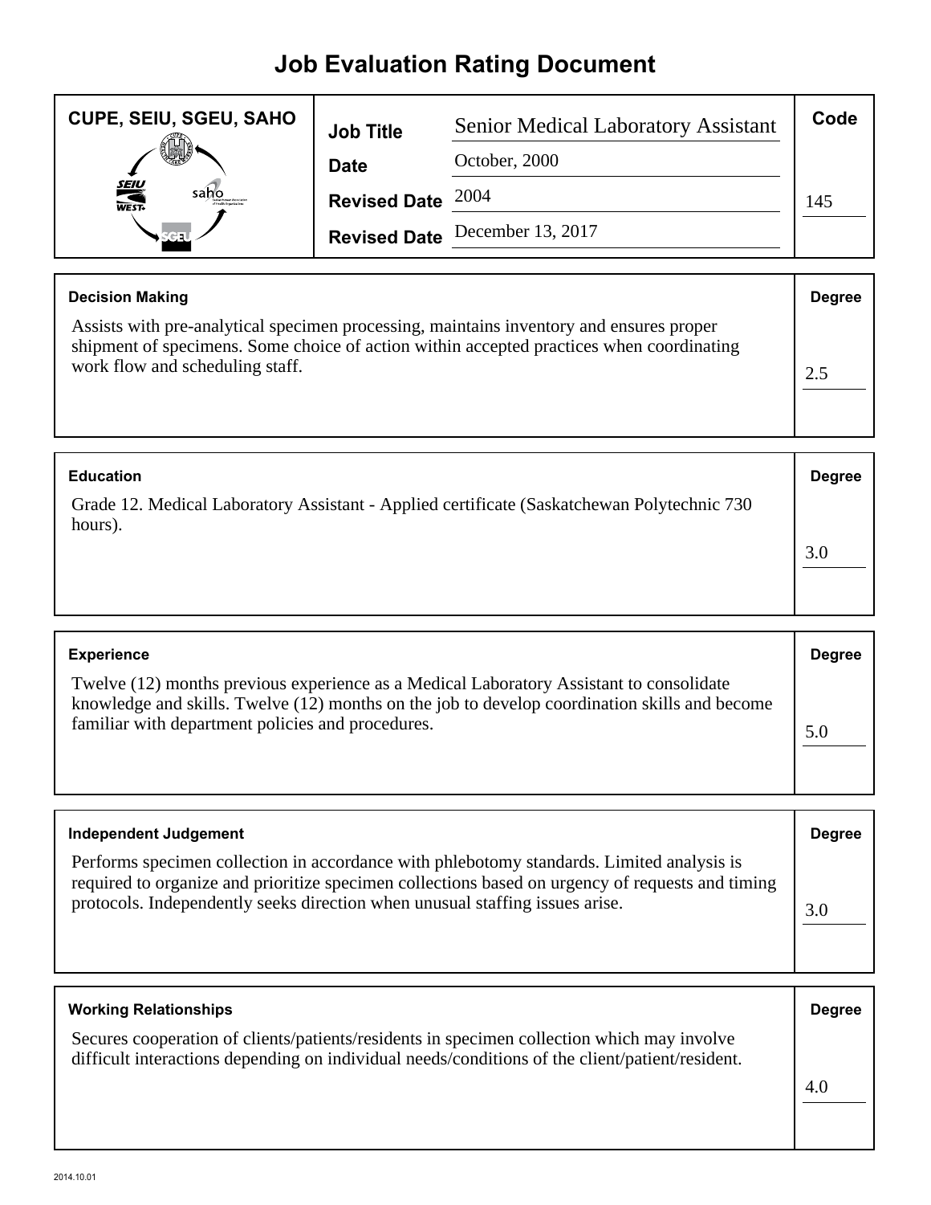# Job Evaluation Rating Document

| CUPE, SEIU, SGEU, SAHO | | | Code |
|---|---|---|---|
| | **Job Title** | Senior Medical Laboratory Assistant | |
| | **Date** | October, 2000 | |
| | **Revised Date** | 2004 | 145 |
| | **Revised Date** | December 13, 2017 | |

| Decision Making | Degree |
|---|---|
| Assists with pre-analytical specimen processing, maintains inventory and ensures proper shipment of specimens. Some choice of action within accepted practices when coordinating work flow and scheduling staff. | 2.5 |

| Education | Degree |
|---|---|
| Grade 12. Medical Laboratory Assistant - Applied certificate (Saskatchewan Polytechnic 730 hours). | 3.0 |

| Experience | Degree |
|---|---|
| Twelve (12) months previous experience as a Medical Laboratory Assistant to consolidate knowledge and skills. Twelve (12) months on the job to develop coordination skills and become familiar with department policies and procedures. | 5.0 |

| Independent Judgement | Degree |
|---|---|
| Performs specimen collection in accordance with phlebotomy standards. Limited analysis is required to organize and prioritize specimen collections based on urgency of requests and timing protocols. Independently seeks direction when unusual staffing issues arise. | 3.0 |

| Working Relationships | Degree |
|---|---|
| Secures cooperation of clients/patients/residents in specimen collection which may involve difficult interactions depending on individual needs/conditions of the client/patient/resident. | 4.0 |

2014.10.01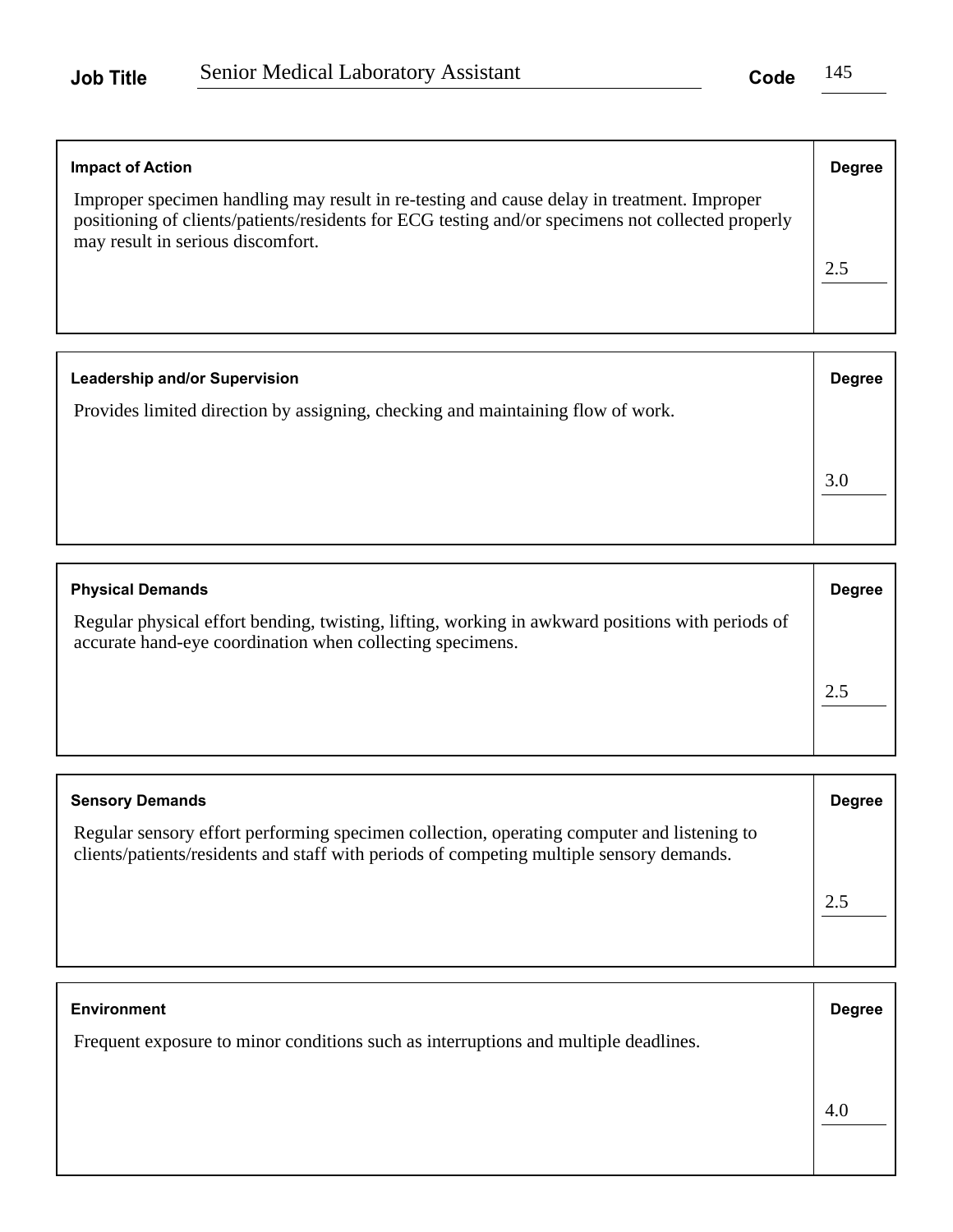**Job Title** Senior Medical Laboratory Assistant **Code** 145

| **Impact of Action** | **Degree** |
| --- | --- |
| Improper specimen handling may result in re-testing and cause delay in treatment. Improper positioning of clients/patients/residents for ECG testing and/or specimens not collected properly may result in serious discomfort. | 2.5 |

| **Leadership and/or Supervision** | **Degree** |
| --- | --- |
| Provides limited direction by assigning, checking and maintaining flow of work. | 3.0 |

| **Physical Demands** | **Degree** |
| --- | --- |
| Regular physical effort bending, twisting, lifting, working in awkward positions with periods of accurate hand-eye coordination when collecting specimens. | 2.5 |

| **Sensory Demands** | **Degree** |
| --- | --- |
| Regular sensory effort performing specimen collection, operating computer and listening to clients/patients/residents and staff with periods of competing multiple sensory demands. | 2.5 |

| **Environment** | **Degree** |
| --- | --- |
| Frequent exposure to minor conditions such as interruptions and multiple deadlines. | 4.0 |